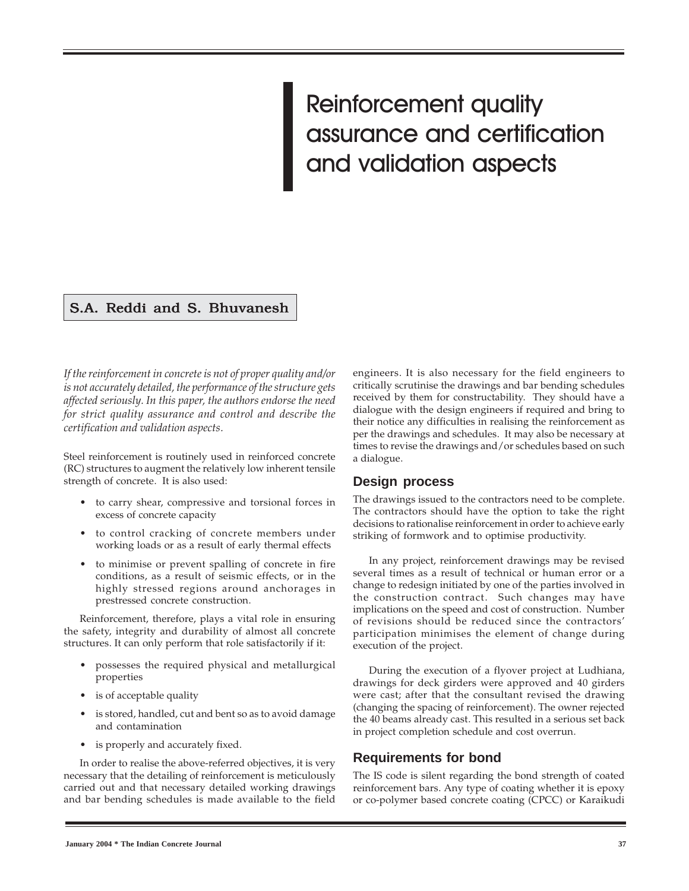# Reinforcement quality assurance and certification and validation aspects

**S.A. Reddi and S. Bhuvanesh**

*If the reinforcement in concrete is not of proper quality and/or is not accurately detailed, the performance of the structure gets affected seriously. In this paper, the authors endorse the need for strict quality assurance and control and describe the certification and validation aspects.*

Steel reinforcement is routinely used in reinforced concrete (RC) structures to augment the relatively low inherent tensile strength of concrete. It is also used:

- to carry shear, compressive and torsional forces in excess of concrete capacity
- to control cracking of concrete members under working loads or as a result of early thermal effects
- to minimise or prevent spalling of concrete in fire conditions, as a result of seismic effects, or in the highly stressed regions around anchorages in prestressed concrete construction.

Reinforcement, therefore, plays a vital role in ensuring the safety, integrity and durability of almost all concrete structures. It can only perform that role satisfactorily if it:

- possesses the required physical and metallurgical properties
- is of acceptable quality
- is stored, handled, cut and bent so as to avoid damage and contamination
- is properly and accurately fixed.

In order to realise the above-referred objectives, it is very necessary that the detailing of reinforcement is meticulously carried out and that necessary detailed working drawings and bar bending schedules is made available to the field engineers. It is also necessary for the field engineers to critically scrutinise the drawings and bar bending schedules received by them for constructability. They should have a dialogue with the design engineers if required and bring to their notice any difficulties in realising the reinforcement as per the drawings and schedules. It may also be necessary at times to revise the drawings and/or schedules based on such a dialogue.

## Design process

The drawings issued to the contractors need to be complete. The contractors should have the option to take the right decisions to rationalise reinforcement in order to achieve early striking of formwork and to optimise productivity.

In any project, reinforcement drawings may be revised several times as a result of technical or human error or a change to redesign initiated by one of the parties involved in the construction contract. Such changes may have implications on the speed and cost of construction. Number of revisions should be reduced since the contractors' participation minimises the element of change during execution of the project.

During the execution of a flyover project at Ludhiana, drawings for deck girders were approved and 40 girders were cast; after that the consultant revised the drawing (changing the spacing of reinforcement). The owner rejected the 40 beams already cast. This resulted in a serious set back in project completion schedule and cost overrun.

## Requirements for bond

The IS code is silent regarding the bond strength of coated reinforcement bars. Any type of coating whether it is epoxy or co-polymer based concrete coating (CPCC) or Karaikudi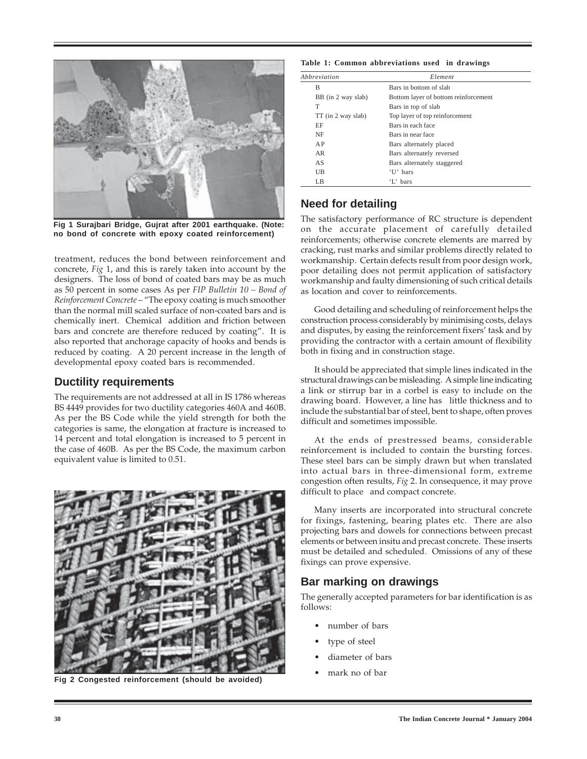Fig 1 Surajbari Bridge, Gujrat after 2001 earthquake. (Note: no bond of concrete with epoxy coated reinforcement)

treatment, reduces the bond between reinforcement and concrete, *Fig* 1, and this is rarely taken into account by the designers. The loss of bond of coated bars may be as much as 50 percent in some cases As per *FIP Bulletin 10 – Bond of Reinforcement Concrete* – "The epoxy coating is much smoother than the normal mill scaled surface of non-coated bars and is chemically inert. Chemical addition and friction between bars and concrete are therefore reduced by coating". It is also reported that anchorage capacity of hooks and bends is reduced by coating. A 20 percent increase in the length of developmental epoxy coated bars is recommended.

## Ductility requirements

The requirements are not addressed at all in IS 1786 whereas BS 4449 provides for two ductility categories 460A and 460B. As per the BS Code while the yield strength for both the categories is same, the elongation at fracture is increased to 14 percent and total elongation is increased to 5 percent in the case of 460B. As per the BS Code, the maximum carbon equivalent value is limited to 0.51.

Fig 2 Congested reinforcement (should be avoided)

**Table 1: Common abbreviations used in drawings**

| *Abbreviation* | *Element* |
|---|---|
| B | Bars in bottom of slab |
| BB (in 2 way slab) | Bottom layer of bottom reinforcement |
| T | Bars in top of slab |
| TT (in 2 way slab) | Top layer of top reinforcement |
| EF | Bars in each face |
| NF | Bars in near face |
| AP | Bars alternately placed |
| AR | Bars alternately reversed |
| AS | Bars alternately staggered |
| UB | 'U' bars |
| LB | 'L' bars |

## Need for detailing

The satisfactory performance of RC structure is dependent on the accurate placement of carefully detailed reinforcements; otherwise concrete elements are marred by cracking, rust marks and similar problems directly related to workmanship. Certain defects result from poor design work, poor detailing does not permit application of satisfactory workmanship and faulty dimensioning of such critical details as location and cover to reinforcements.

Good detailing and scheduling of reinforcement helps the construction process considerably by minimising costs, delays and disputes, by easing the reinforcement fixers' task and by providing the contractor with a certain amount of flexibility both in fixing and in construction stage.

It should be appreciated that simple lines indicated in the structural drawings can be misleading. A simple line indicating a link or stirrup bar in a corbel is easy to include on the drawing board. However, a line has little thickness and to include the substantial bar of steel, bent to shape, often proves difficult and sometimes impossible.

At the ends of prestressed beams, considerable reinforcement is included to contain the bursting forces. These steel bars can be simply drawn but when translated into actual bars in three-dimensional form, extreme congestion often results, *Fig* 2. In consequence, it may prove difficult to place and compact concrete.

Many inserts are incorporated into structural concrete for fixings, fastening, bearing plates etc. There are also projecting bars and dowels for connections between precast elements or between insitu and precast concrete. These inserts must be detailed and scheduled. Omissions of any of these fixings can prove expensive.

## Bar marking on drawings

The generally accepted parameters for bar identification is as follows:

- number of bars
- type of steel
- diameter of bars
- mark no of bar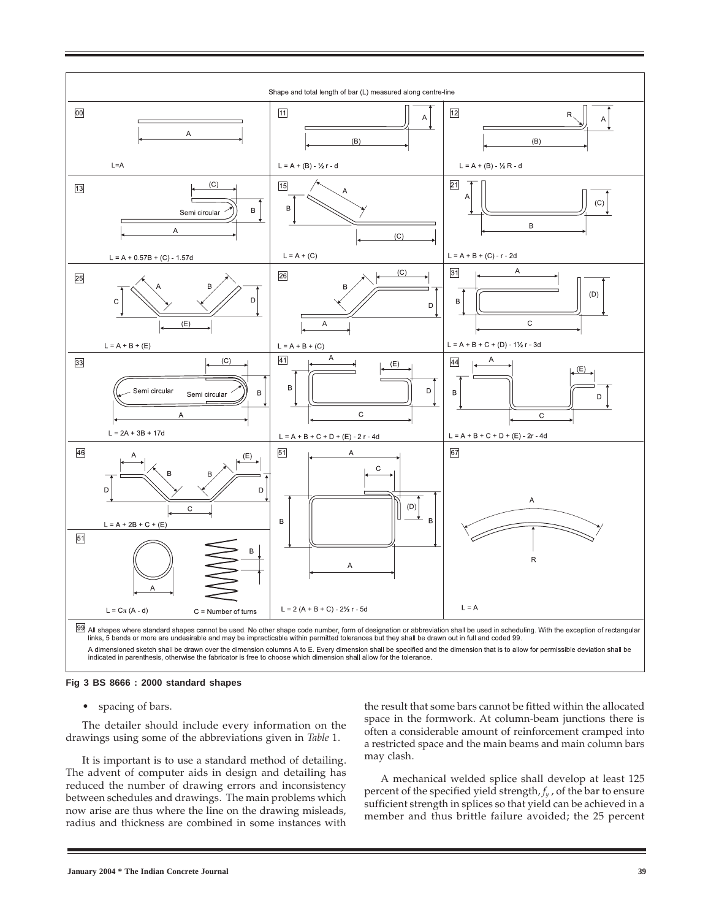Shape and total length of bar (L) measured along centre-line

| Shape code | Formula |
|---|---|
| 00 | L=A |
| 11 | L = A + (B) - ½ r - d |
| 12 | L = A + (B) - ½ R - d |
| 13 | L = A + 0.57B + (C) - 1.57d |
| 15 | L = A + (C) |
| 21 | L = A + B + (C) - r - 2d |
| 25 | L = A + B + (E) |
| 26 | L = A + B + (C) |
| 31 | L = A + B + C + (D) - 1½ r - 3d |
| 33 | L = 2A + 3B + 17d |
| 41 | L = A + B + C + D + (E) - 2 r - 4d |
| 44 | L = A + B + C + D + (E) - 2r - 4d |
| 46 | L = A + 2B + C + (E) |
| 51 | L = Cπ (A - d), C = Number of turns |
| 51 | L = 2 (A + B + C) - 2½ r - 5d |
| 67 | L = A |

99 All shapes where standard shapes cannot be used. No other shape code number, form of designation or abbreviation shall be used in scheduling. With the exception of rectangular links, 5 bends or more are undesirable and may be impracticable within permitted tolerances but they shall be drawn out in full and coded 99.

A dimensioned sketch shall be drawn over the dimension columns A to E. Every dimension shall be specified and the dimension that is to allow for permissible deviation shall be indicated in parenthesis, otherwise the fabricator is free to choose which dimension shall allow for the tolerance.

**Fig 3 BS 8666 : 2000 standard shapes**

- spacing of bars.

The detailer should include every information on the drawings using some of the abbreviations given in *Table* 1.

It is important is to use a standard method of detailing. The advent of computer aids in design and detailing has reduced the number of drawing errors and inconsistency between schedules and drawings. The main problems which now arise are thus where the line on the drawing misleads, radius and thickness are combined in some instances with the result that some bars cannot be fitted within the allocated space in the formwork. At column-beam junctions there is often a considerable amount of reinforcement cramped into a restricted space and the main beams and main column bars may clash.

A mechanical welded splice shall develop at least 125 percent of the specified yield strength, $f_y$, of the bar to ensure sufficient strength in splices so that yield can be achieved in a member and thus brittle failure avoided; the 25 percent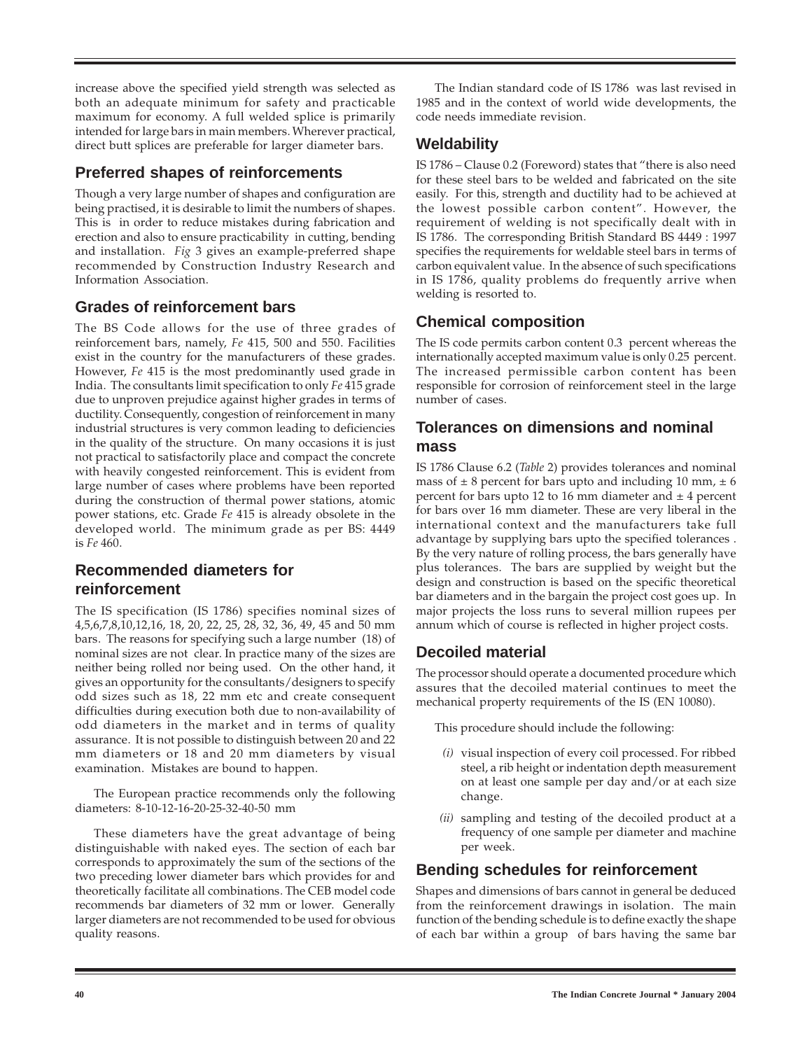increase above the specified yield strength was selected as both an adequate minimum for safety and practicable maximum for economy. A full welded splice is primarily intended for large bars in main members. Wherever practical, direct butt splices are preferable for larger diameter bars.

## Preferred shapes of reinforcements

Though a very large number of shapes and configuration are being practised, it is desirable to limit the numbers of shapes. This is in order to reduce mistakes during fabrication and erection and also to ensure practicability in cutting, bending and installation. *Fig* 3 gives an example-preferred shape recommended by Construction Industry Research and Information Association.

## Grades of reinforcement bars

The BS Code allows for the use of three grades of reinforcement bars, namely, *Fe* 415, 500 and 550. Facilities exist in the country for the manufacturers of these grades. However, *Fe* 415 is the most predominantly used grade in India. The consultants limit specification to only *Fe* 415 grade due to unproven prejudice against higher grades in terms of ductility. Consequently, congestion of reinforcement in many industrial structures is very common leading to deficiencies in the quality of the structure. On many occasions it is just not practical to satisfactorily place and compact the concrete with heavily congested reinforcement. This is evident from large number of cases where problems have been reported during the construction of thermal power stations, atomic power stations, etc. Grade *Fe* 415 is already obsolete in the developed world. The minimum grade as per BS: 4449 is *Fe* 460.

## Recommended diameters for reinforcement

The IS specification (IS 1786) specifies nominal sizes of 4,5,6,7,8,10,12,16, 18, 20, 22, 25, 28, 32, 36, 49, 45 and 50 mm bars. The reasons for specifying such a large number (18) of nominal sizes are not clear. In practice many of the sizes are neither being rolled nor being used. On the other hand, it gives an opportunity for the consultants/designers to specify odd sizes such as 18, 22 mm etc and create consequent difficulties during execution both due to non-availability of odd diameters in the market and in terms of quality assurance. It is not possible to distinguish between 20 and 22 mm diameters or 18 and 20 mm diameters by visual examination. Mistakes are bound to happen.

The European practice recommends only the following diameters: 8-10-12-16-20-25-32-40-50 mm

These diameters have the great advantage of being distinguishable with naked eyes. The section of each bar corresponds to approximately the sum of the sections of the two preceding lower diameter bars which provides for and theoretically facilitate all combinations. The CEB model code recommends bar diameters of 32 mm or lower. Generally larger diameters are not recommended to be used for obvious quality reasons.

The Indian standard code of IS 1786 was last revised in 1985 and in the context of world wide developments, the code needs immediate revision.

## Weldability

IS 1786 – Clause 0.2 (Foreword) states that "there is also need for these steel bars to be welded and fabricated on the site easily. For this, strength and ductility had to be achieved at the lowest possible carbon content". However, the requirement of welding is not specifically dealt with in IS 1786. The corresponding British Standard BS 4449 : 1997 specifies the requirements for weldable steel bars in terms of carbon equivalent value. In the absence of such specifications in IS 1786, quality problems do frequently arrive when welding is resorted to.

## Chemical composition

The IS code permits carbon content 0.3 percent whereas the internationally accepted maximum value is only 0.25 percent. The increased permissible carbon content has been responsible for corrosion of reinforcement steel in the large number of cases.

## Tolerances on dimensions and nominal mass

IS 1786 Clause 6.2 (*Table* 2) provides tolerances and nominal mass of ± 8 percent for bars upto and including 10 mm, ± 6 percent for bars upto 12 to 16 mm diameter and ± 4 percent for bars over 16 mm diameter. These are very liberal in the international context and the manufacturers take full advantage by supplying bars upto the specified tolerances . By the very nature of rolling process, the bars generally have plus tolerances. The bars are supplied by weight but the design and construction is based on the specific theoretical bar diameters and in the bargain the project cost goes up. In major projects the loss runs to several million rupees per annum which of course is reflected in higher project costs.

## Decoiled material

The processor should operate a documented procedure which assures that the decoiled material continues to meet the mechanical property requirements of the IS (EN 10080).

This procedure should include the following:

*(i)* visual inspection of every coil processed. For ribbed steel, a rib height or indentation depth measurement on at least one sample per day and/or at each size change.

*(ii)* sampling and testing of the decoiled product at a frequency of one sample per diameter and machine per week.

## Bending schedules for reinforcement

Shapes and dimensions of bars cannot in general be deduced from the reinforcement drawings in isolation. The main function of the bending schedule is to define exactly the shape of each bar within a group of bars having the same bar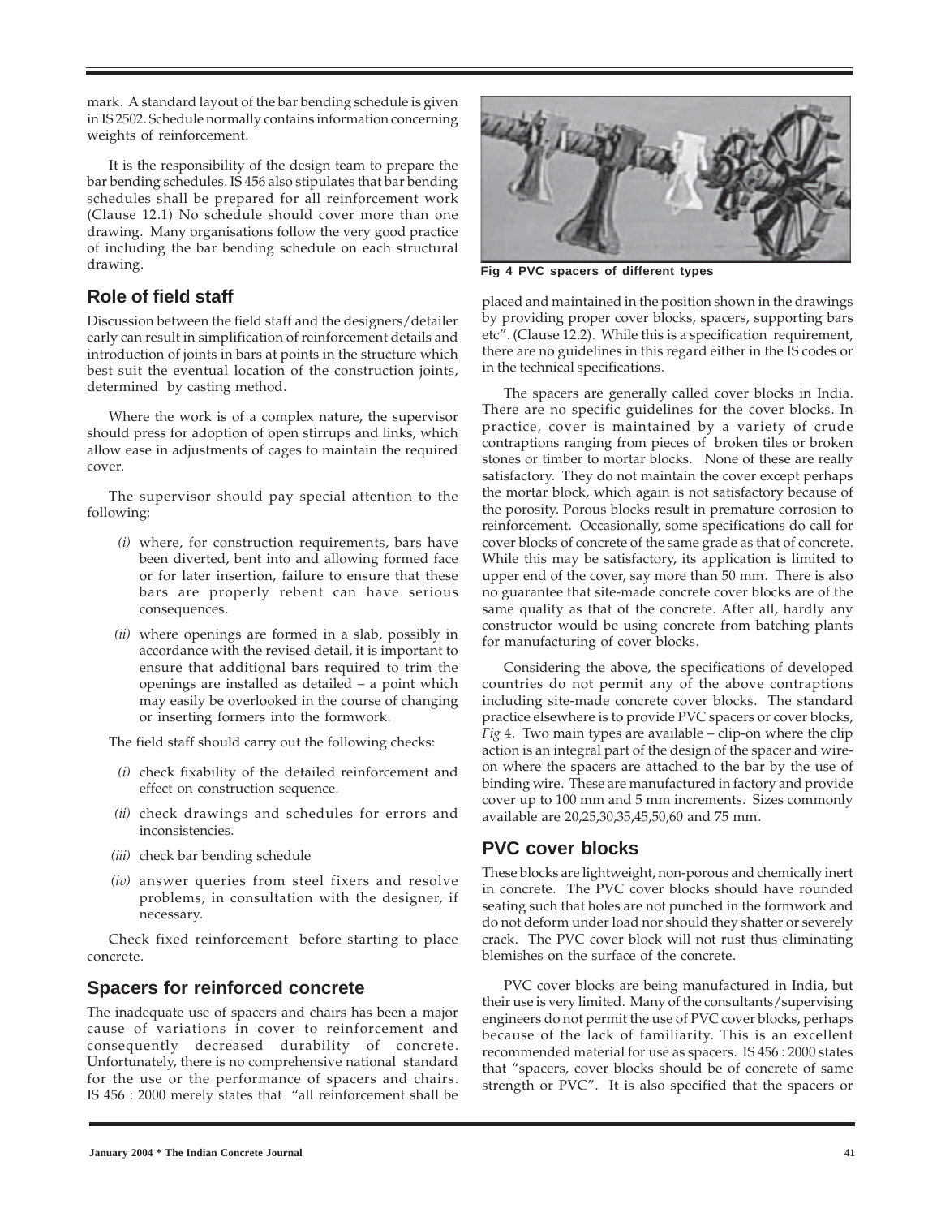mark. A standard layout of the bar bending schedule is given in IS 2502. Schedule normally contains information concerning weights of reinforcement.

It is the responsibility of the design team to prepare the bar bending schedules. IS 456 also stipulates that bar bending schedules shall be prepared for all reinforcement work (Clause 12.1) No schedule should cover more than one drawing. Many organisations follow the very good practice of including the bar bending schedule on each structural drawing.

## Role of field staff

Discussion between the field staff and the designers/detailer early can result in simplification of reinforcement details and introduction of joints in bars at points in the structure which best suit the eventual location of the construction joints, determined by casting method.

Where the work is of a complex nature, the supervisor should press for adoption of open stirrups and links, which allow ease in adjustments of cages to maintain the required cover.

The supervisor should pay special attention to the following:

*(i)* where, for construction requirements, bars have been diverted, bent into and allowing formed face or for later insertion, failure to ensure that these bars are properly rebent can have serious consequences.

*(ii)* where openings are formed in a slab, possibly in accordance with the revised detail, it is important to ensure that additional bars required to trim the openings are installed as detailed – a point which may easily be overlooked in the course of changing or inserting formers into the formwork.

The field staff should carry out the following checks:

*(i)* check fixability of the detailed reinforcement and effect on construction sequence.

*(ii)* check drawings and schedules for errors and inconsistencies.

*(iii)* check bar bending schedule

*(iv)* answer queries from steel fixers and resolve problems, in consultation with the designer, if necessary.

Check fixed reinforcement before starting to place concrete.

## Spacers for reinforced concrete

The inadequate use of spacers and chairs has been a major cause of variations in cover to reinforcement and consequently decreased durability of concrete. Unfortunately, there is no comprehensive national standard for the use or the performance of spacers and chairs. IS 456 : 2000 merely states that "all reinforcement shall be placed and maintained in the position shown in the drawings by providing proper cover blocks, spacers, supporting bars etc". (Clause 12.2). While this is a specification requirement, there are no guidelines in this regard either in the IS codes or in the technical specifications.

**Fig 4 PVC spacers of different types**

The spacers are generally called cover blocks in India. There are no specific guidelines for the cover blocks. In practice, cover is maintained by a variety of crude contraptions ranging from pieces of broken tiles or broken stones or timber to mortar blocks. None of these are really satisfactory. They do not maintain the cover except perhaps the mortar block, which again is not satisfactory because of the porosity. Porous blocks result in premature corrosion to reinforcement. Occasionally, some specifications do call for cover blocks of concrete of the same grade as that of concrete. While this may be satisfactory, its application is limited to upper end of the cover, say more than 50 mm. There is also no guarantee that site-made concrete cover blocks are of the same quality as that of the concrete. After all, hardly any constructor would be using concrete from batching plants for manufacturing of cover blocks.

Considering the above, the specifications of developed countries do not permit any of the above contraptions including site-made concrete cover blocks. The standard practice elsewhere is to provide PVC spacers or cover blocks, *Fig* 4. Two main types are available – clip-on where the clip action is an integral part of the design of the spacer and wire-on where the spacers are attached to the bar by the use of binding wire. These are manufactured in factory and provide cover up to 100 mm and 5 mm increments. Sizes commonly available are 20,25,30,35,45,50,60 and 75 mm.

## PVC cover blocks

These blocks are lightweight, non-porous and chemically inert in concrete. The PVC cover blocks should have rounded seating such that holes are not punched in the formwork and do not deform under load nor should they shatter or severely crack. The PVC cover block will not rust thus eliminating blemishes on the surface of the concrete.

PVC cover blocks are being manufactured in India, but their use is very limited. Many of the consultants/supervising engineers do not permit the use of PVC cover blocks, perhaps because of the lack of familiarity. This is an excellent recommended material for use as spacers. IS 456 : 2000 states that "spacers, cover blocks should be of concrete of same strength or PVC". It is also specified that the spacers or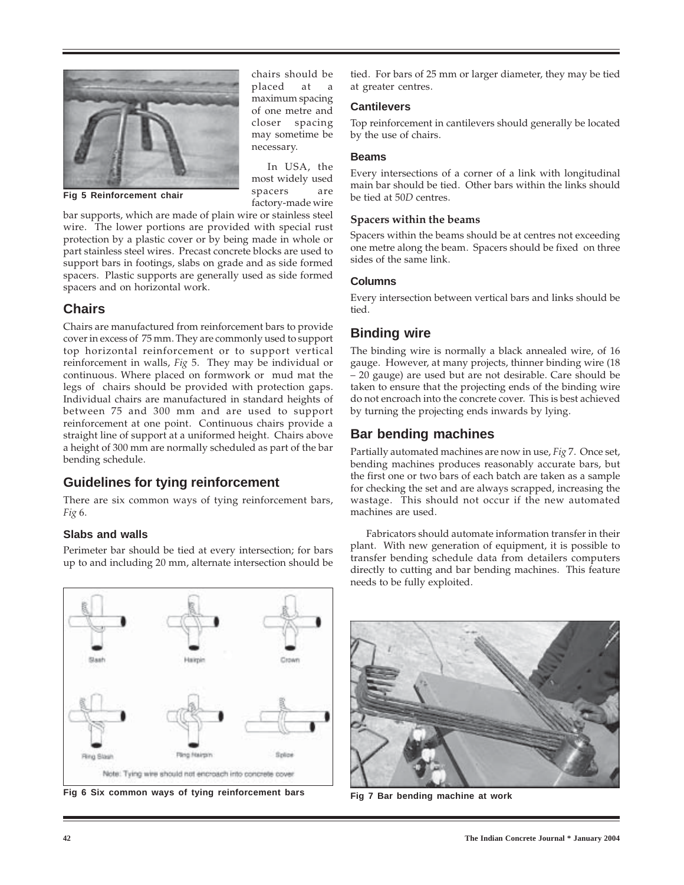Fig 5 Reinforcement chair

chairs should be placed at a maximum spacing of one metre and closer spacing may sometime be necessary.

In USA, the most widely used spacers are factory-made wire bar supports, which are made of plain wire or stainless steel wire. The lower portions are provided with special rust protection by a plastic cover or by being made in whole or part stainless steel wires. Precast concrete blocks are used to support bars in footings, slabs on grade and as side formed spacers. Plastic supports are generally used as side formed spacers and on horizontal work.

## Chairs

Chairs are manufactured from reinforcement bars to provide cover in excess of 75 mm. They are commonly used to support top horizontal reinforcement or to support vertical reinforcement in walls, *Fig* 5. They may be individual or continuous. Where placed on formwork or mud mat the legs of chairs should be provided with protection gaps. Individual chairs are manufactured in standard heights of between 75 and 300 mm and are used to support reinforcement at one point. Continuous chairs provide a straight line of support at a uniformed height. Chairs above a height of 300 mm are normally scheduled as part of the bar bending schedule.

## Guidelines for tying reinforcement

There are six common ways of tying reinforcement bars, *Fig* 6.

### Slabs and walls

Perimeter bar should be tied at every intersection; for bars up to and including 20 mm, alternate intersection should be tied. For bars of 25 mm or larger diameter, they may be tied at greater centres.

Slash | Hairpin | Crown | Ring Slash | Ring Hairpin | Splice

Note: Tying wire should not encroach into concrete cover

**Fig 6 Six common ways of tying reinforcement bars**

### Cantilevers

Top reinforcement in cantilevers should generally be located by the use of chairs.

### Beams

Every intersections of a corner of a link with longitudinal main bar should be tied. Other bars within the links should be tied at 50*D* centres.

### Spacers within the beams

Spacers within the beams should be at centres not exceeding one metre along the beam. Spacers should be fixed on three sides of the same link.

### Columns

Every intersection between vertical bars and links should be tied.

## Binding wire

The binding wire is normally a black annealed wire, of 16 gauge. However, at many projects, thinner binding wire (18 – 20 gauge) are used but are not desirable. Care should be taken to ensure that the projecting ends of the binding wire do not encroach into the concrete cover. This is best achieved by turning the projecting ends inwards by lying.

## Bar bending machines

Partially automated machines are now in use, *Fig* 7. Once set, bending machines produces reasonably accurate bars, but the first one or two bars of each batch are taken as a sample for checking the set and are always scrapped, increasing the wastage. This should not occur if the new automated machines are used.

Fabricators should automate information transfer in their plant. With new generation of equipment, it is possible to transfer bending schedule data from detailers computers directly to cutting and bar bending machines. This feature needs to be fully exploited.

**Fig 7 Bar bending machine at work**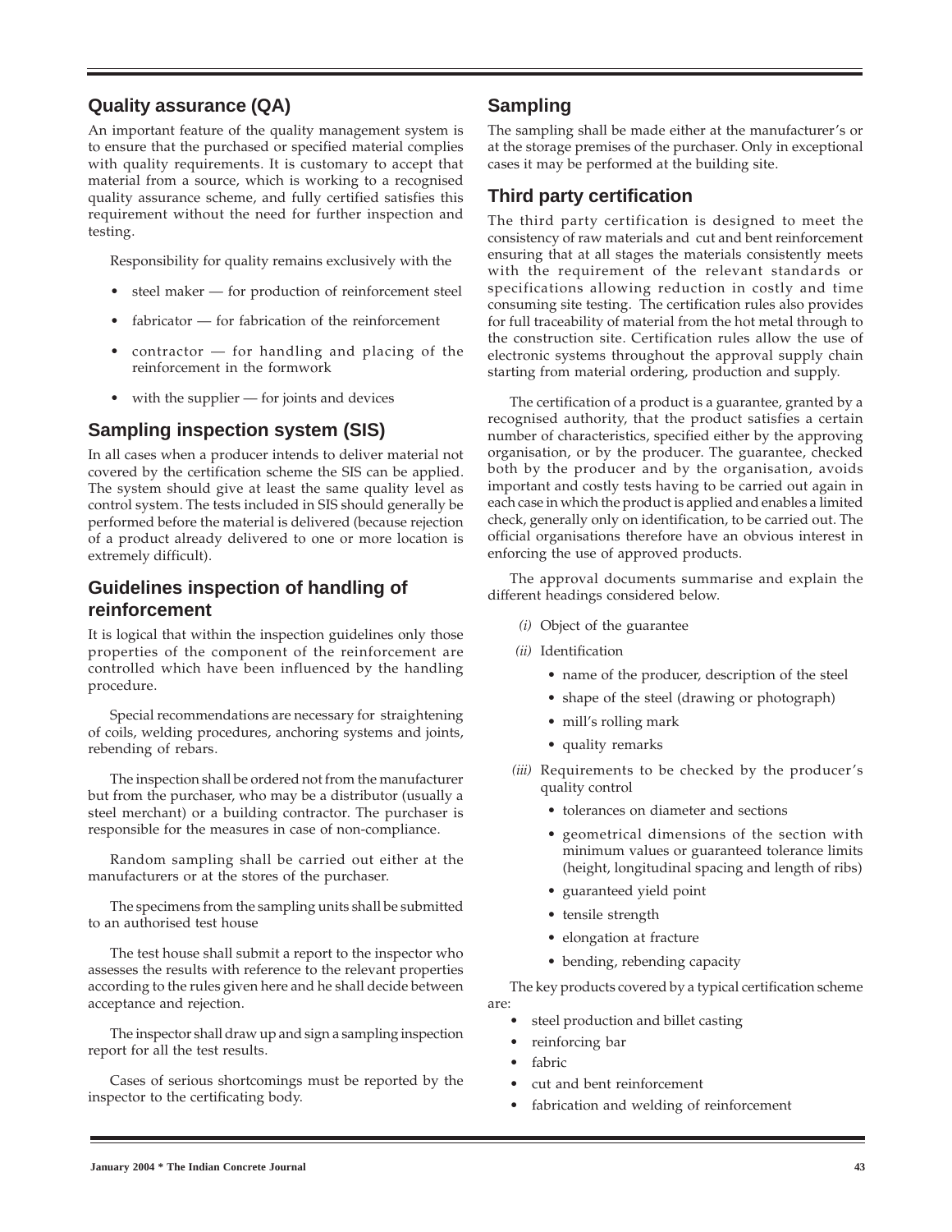## Quality assurance (QA)

An important feature of the quality management system is to ensure that the purchased or specified material complies with quality requirements. It is customary to accept that material from a source, which is working to a recognised quality assurance scheme, and fully certified satisfies this requirement without the need for further inspection and testing.

Responsibility for quality remains exclusively with the

- steel maker — for production of reinforcement steel
- fabricator — for fabrication of the reinforcement
- contractor — for handling and placing of the reinforcement in the formwork
- with the supplier — for joints and devices

## Sampling inspection system (SIS)

In all cases when a producer intends to deliver material not covered by the certification scheme the SIS can be applied. The system should give at least the same quality level as control system. The tests included in SIS should generally be performed before the material is delivered (because rejection of a product already delivered to one or more location is extremely difficult).

## Guidelines inspection of handling of reinforcement

It is logical that within the inspection guidelines only those properties of the component of the reinforcement are controlled which have been influenced by the handling procedure.

Special recommendations are necessary for straightening of coils, welding procedures, anchoring systems and joints, rebending of rebars.

The inspection shall be ordered not from the manufacturer but from the purchaser, who may be a distributor (usually a steel merchant) or a building contractor. The purchaser is responsible for the measures in case of non-compliance.

Random sampling shall be carried out either at the manufacturers or at the stores of the purchaser.

The specimens from the sampling units shall be submitted to an authorised test house

The test house shall submit a report to the inspector who assesses the results with reference to the relevant properties according to the rules given here and he shall decide between acceptance and rejection.

The inspector shall draw up and sign a sampling inspection report for all the test results.

Cases of serious shortcomings must be reported by the inspector to the certificating body.

## Sampling

The sampling shall be made either at the manufacturer's or at the storage premises of the purchaser. Only in exceptional cases it may be performed at the building site.

## Third party certification

The third party certification is designed to meet the consistency of raw materials and cut and bent reinforcement ensuring that at all stages the materials consistently meets with the requirement of the relevant standards or specifications allowing reduction in costly and time consuming site testing. The certification rules also provides for full traceability of material from the hot metal through to the construction site. Certification rules allow the use of electronic systems throughout the approval supply chain starting from material ordering, production and supply.

The certification of a product is a guarantee, granted by a recognised authority, that the product satisfies a certain number of characteristics, specified either by the approving organisation, or by the producer. The guarantee, checked both by the producer and by the organisation, avoids important and costly tests having to be carried out again in each case in which the product is applied and enables a limited check, generally only on identification, to be carried out. The official organisations therefore have an obvious interest in enforcing the use of approved products.

The approval documents summarise and explain the different headings considered below.

*(i)* Object of the guarantee

*(ii)* Identification

- name of the producer, description of the steel
- shape of the steel (drawing or photograph)
- mill's rolling mark
- quality remarks

*(iii)* Requirements to be checked by the producer's quality control

- tolerances on diameter and sections
- geometrical dimensions of the section with minimum values or guaranteed tolerance limits (height, longitudinal spacing and length of ribs)
- guaranteed yield point
- tensile strength
- elongation at fracture
- bending, rebending capacity

The key products covered by a typical certification scheme are:

- steel production and billet casting
- reinforcing bar
- fabric
- cut and bent reinforcement
- fabrication and welding of reinforcement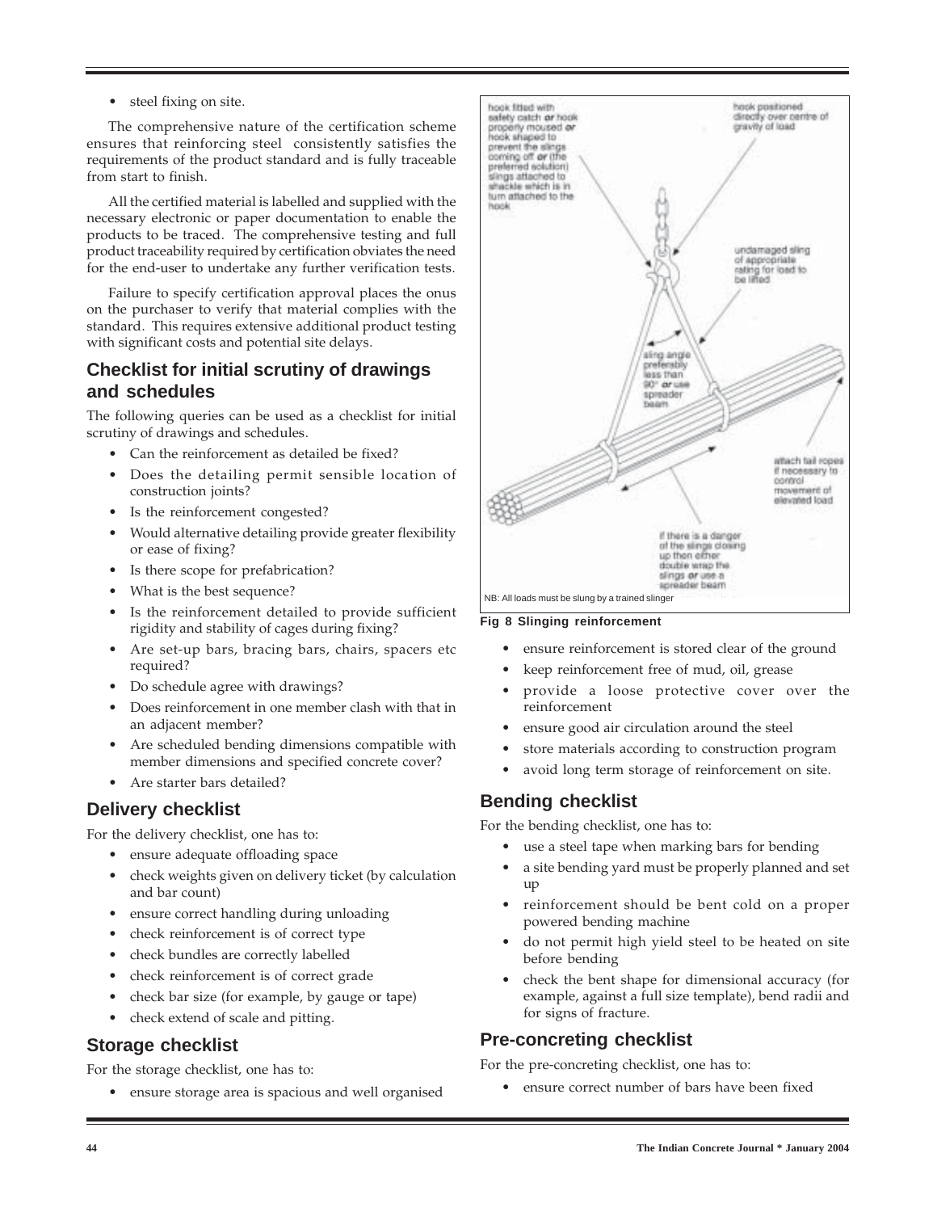- steel fixing on site.

The comprehensive nature of the certification scheme ensures that reinforcing steel consistently satisfies the requirements of the product standard and is fully traceable from start to finish.

All the certified material is labelled and supplied with the necessary electronic or paper documentation to enable the products to be traced. The comprehensive testing and full product traceability required by certification obviates the need for the end-user to undertake any further verification tests.

Failure to specify certification approval places the onus on the purchaser to verify that material complies with the standard. This requires extensive additional product testing with significant costs and potential site delays.

## Checklist for initial scrutiny of drawings and schedules

The following queries can be used as a checklist for initial scrutiny of drawings and schedules.

- Can the reinforcement as detailed be fixed?
- Does the detailing permit sensible location of construction joints?
- Is the reinforcement congested?
- Would alternative detailing provide greater flexibility or ease of fixing?
- Is there scope for prefabrication?
- What is the best sequence?
- Is the reinforcement detailed to provide sufficient rigidity and stability of cages during fixing?
- Are set-up bars, bracing bars, chairs, spacers etc required?
- Do schedule agree with drawings?
- Does reinforcement in one member clash with that in an adjacent member?
- Are scheduled bending dimensions compatible with member dimensions and specified concrete cover?
- Are starter bars detailed?

## Delivery checklist

For the delivery checklist, one has to:

- ensure adequate offloading space
- check weights given on delivery ticket (by calculation and bar count)
- ensure correct handling during unloading
- check reinforcement is of correct type
- check bundles are correctly labelled
- check reinforcement is of correct grade
- check bar size (for example, by gauge or tape)
- check extend of scale and pitting.

## Storage checklist

For the storage checklist, one has to:

- ensure storage area is spacious and well organised

hook fitted with safety catch *or* hook properly moused *or* hook shaped to prevent the slings coming off *or* (the preferred solution) slings attached to shackle which is in turn attached to the hook

hook positioned directly over centre of gravity of load

undamaged sling of appropriate rating for load to be lifted

sling angle preferably less than 90° *or* use spreader beam

attach tail ropes if necessary to control movement of elevated load

if there is a danger of the slings closing up then either double wrap the slings *or* use a spreader beam

NB: All loads must be slung by a trained slinger

**Fig 8 Slinging reinforcement**

- ensure reinforcement is stored clear of the ground
- keep reinforcement free of mud, oil, grease
- provide a loose protective cover over the reinforcement
- ensure good air circulation around the steel
- store materials according to construction program
- avoid long term storage of reinforcement on site.

## Bending checklist

For the bending checklist, one has to:

- use a steel tape when marking bars for bending
- a site bending yard must be properly planned and set up
- reinforcement should be bent cold on a proper powered bending machine
- do not permit high yield steel to be heated on site before bending
- check the bent shape for dimensional accuracy (for example, against a full size template), bend radii and for signs of fracture.

## Pre-concreting checklist

For the pre-concreting checklist, one has to:

- ensure correct number of bars have been fixed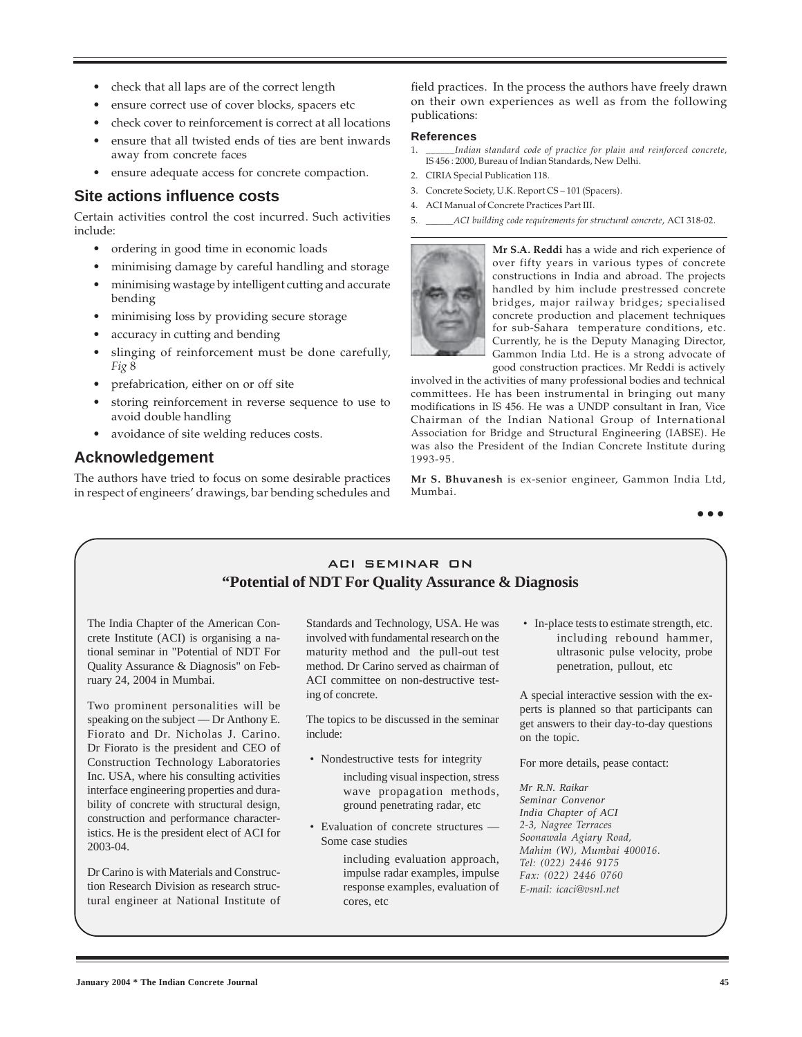- check that all laps are of the correct length
- ensure correct use of cover blocks, spacers etc
- check cover to reinforcement is correct at all locations
- ensure that all twisted ends of ties are bent inwards away from concrete faces
- ensure adequate access for concrete compaction.

## Site actions influence costs

Certain activities control the cost incurred. Such activities include:

- ordering in good time in economic loads
- minimising damage by careful handling and storage
- minimising wastage by intelligent cutting and accurate bending
- minimising loss by providing secure storage
- accuracy in cutting and bending
- slinging of reinforcement must be done carefully, *Fig* 8
- prefabrication, either on or off site
- storing reinforcement in reverse sequence to use to avoid double handling
- avoidance of site welding reduces costs.

## Acknowledgement

The authors have tried to focus on some desirable practices in respect of engineers' drawings, bar bending schedules and field practices. In the process the authors have freely drawn on their own experiences as well as from the following publications:

### References

1. ______*Indian standard code of practice for plain and reinforced concrete,* IS 456 : 2000, Bureau of Indian Standards, New Delhi.
2. CIRIA Special Publication 118.
3. Concrete Society, U.K. Report CS – 101 (Spacers).
4. ACI Manual of Concrete Practices Part III.
5. ______*ACI building code requirements for structural concrete*, ACI 318-02.

**Mr S.A. Reddi** has a wide and rich experience of over fifty years in various types of concrete constructions in India and abroad. The projects handled by him include prestressed concrete bridges, major railway bridges; specialised concrete production and placement techniques for sub-Sahara temperature conditions, etc. Currently, he is the Deputy Managing Director, Gammon India Ltd. He is a strong advocate of good construction practices. Mr Reddi is actively involved in the activities of many professional bodies and technical committees. He has been instrumental in bringing out many modifications in IS 456. He was a UNDP consultant in Iran, Vice Chairman of the Indian National Group of International Association for Bridge and Structural Engineering (IABSE). He was also the President of the Indian Concrete Institute during 1993-95.

**Mr S. Bhuvanesh** is ex-senior engineer, Gammon India Ltd, Mumbai.

• • •

## ACI SEMINAR ON
## "Potential of NDT For Quality Assurance & Diagnosis

The India Chapter of the American Concrete Institute (ACI) is organising a national seminar in "Potential of NDT For Quality Assurance & Diagnosis" on February 24, 2004 in Mumbai.

Two prominent personalities will be speaking on the subject — Dr Anthony E. Fiorato and Dr. Nicholas J. Carino. Dr Fiorato is the president and CEO of Construction Technology Laboratories Inc. USA, where his consulting activities interface engineering properties and durability of concrete with structural design, construction and performance characteristics. He is the president elect of ACI for 2003-04.

Dr Carino is with Materials and Construction Research Division as research structural engineer at National Institute of Standards and Technology, USA. He was involved with fundamental research on the maturity method and the pull-out test method. Dr Carino served as chairman of ACI committee on non-destructive testing of concrete.

The topics to be discussed in the seminar include:

- Nondestructive tests for integrity

  including visual inspection, stress wave propagation methods, ground penetrating radar, etc
- Evaluation of concrete structures — Some case studies

  including evaluation approach, impulse radar examples, impulse response examples, evaluation of cores, etc
- In-place tests to estimate strength, etc.

  including rebound hammer, ultrasonic pulse velocity, probe penetration, pullout, etc

A special interactive session with the experts is planned so that participants can get answers to their day-to-day questions on the topic.

For more details, pease contact:

*Mr R.N. Raikar*
*Seminar Convenor*
*India Chapter of ACI*
*2-3, Nagree Terraces*
*Soonawala Agiary Road,*
*Mahim (W), Mumbai 400016.*
*Tel: (022) 2446 9175*
*Fax: (022) 2446 0760*
*E-mail: icaci@vsnl.net*